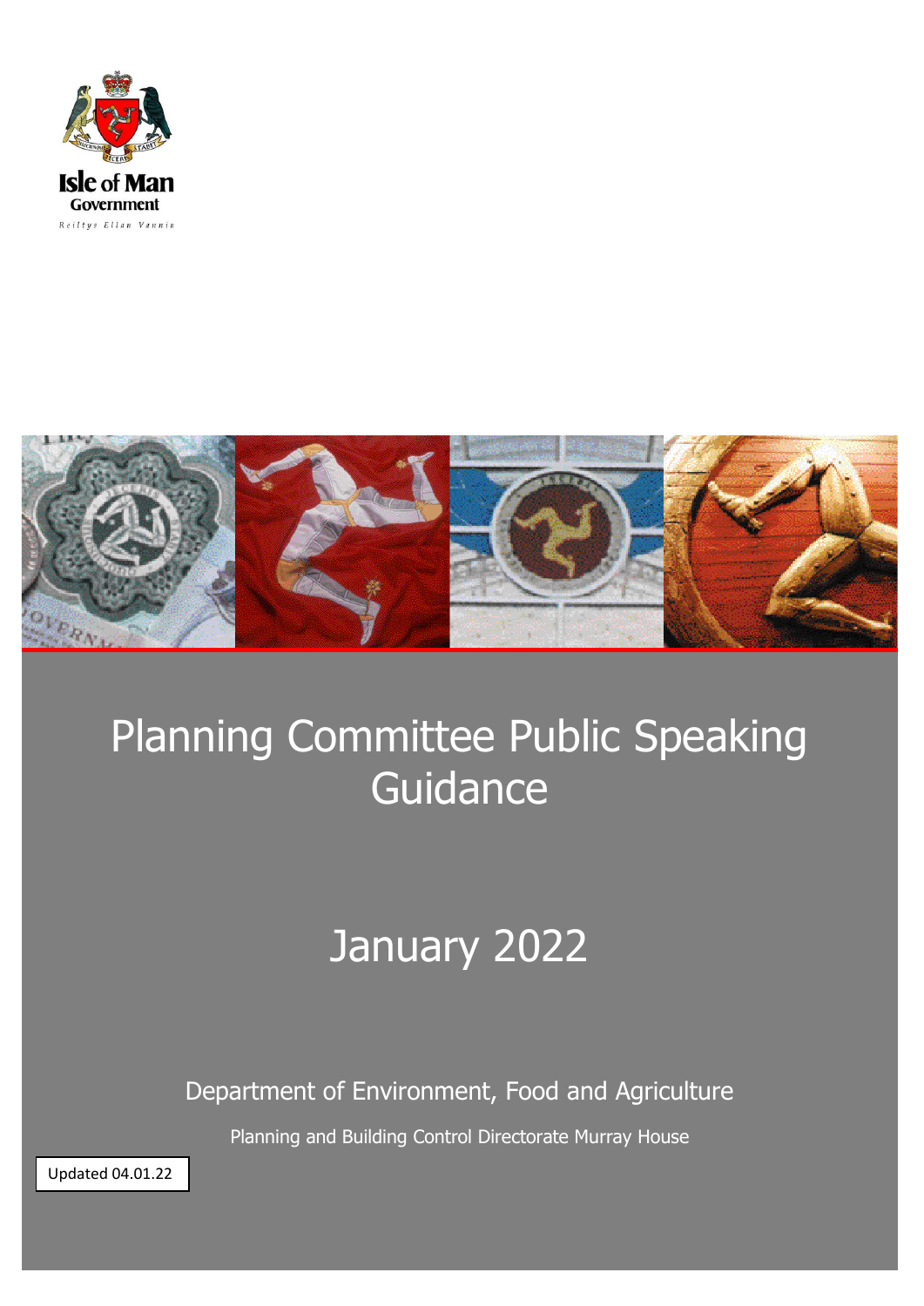Isle of Man Government

Reiltys Ellan Vannin

# Planning Committee Public Speaking Guidance

## January 2022

Department of Environment, Food and Agriculture

Planning and Building Control Directorate Murray House

Updated 04.01.22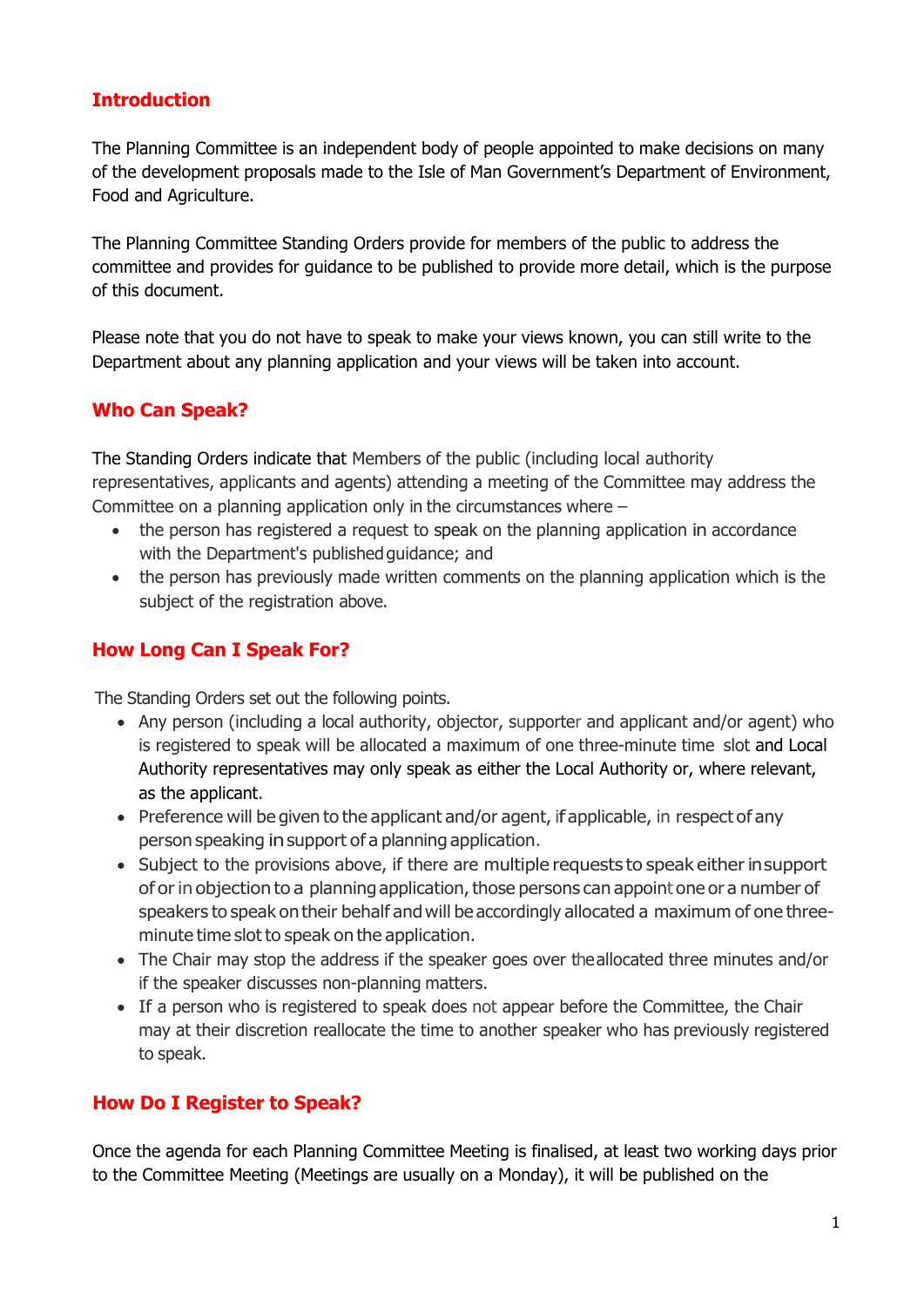## Introduction

The Planning Committee is an independent body of people appointed to make decisions on many of the development proposals made to the Isle of Man Government's Department of Environment, Food and Agriculture.

The Planning Committee Standing Orders provide for members of the public to address the committee and provides for guidance to be published to provide more detail, which is the purpose of this document.

Please note that you do not have to speak to make your views known, you can still write to the Department about any planning application and your views will be taken into account.

## Who Can Speak?

The Standing Orders indicate that Members of the public (including local authority representatives, applicants and agents) attending a meeting of the Committee may address the Committee on a planning application only in the circumstances where –

- the person has registered a request to speak on the planning application in accordance with the Department's published guidance; and
- the person has previously made written comments on the planning application which is the subject of the registration above.

## How Long Can I Speak For?

The Standing Orders set out the following points.

- Any person (including a local authority, objector, supporter and applicant and/or agent) who is registered to speak will be allocated a maximum of one three-minute time slot and Local Authority representatives may only speak as either the Local Authority or, where relevant, as the applicant.
- Preference will be given to the applicant and/or agent, if applicable, in respect of any person speaking in support of a planning application.
- Subject to the provisions above, if there are multiple requests to speak either in support of or in objection to a planning application, those persons can appoint one or a number of speakers to speak on their behalf and will be accordingly allocated a maximum of one three-minute time slot to speak on the application.
- The Chair may stop the address if the speaker goes over the allocated three minutes and/or if the speaker discusses non-planning matters.
- If a person who is registered to speak does not appear before the Committee, the Chair may at their discretion reallocate the time to another speaker who has previously registered to speak.

## How Do I Register to Speak?

Once the agenda for each Planning Committee Meeting is finalised, at least two working days prior to the Committee Meeting (Meetings are usually on a Monday), it will be published on the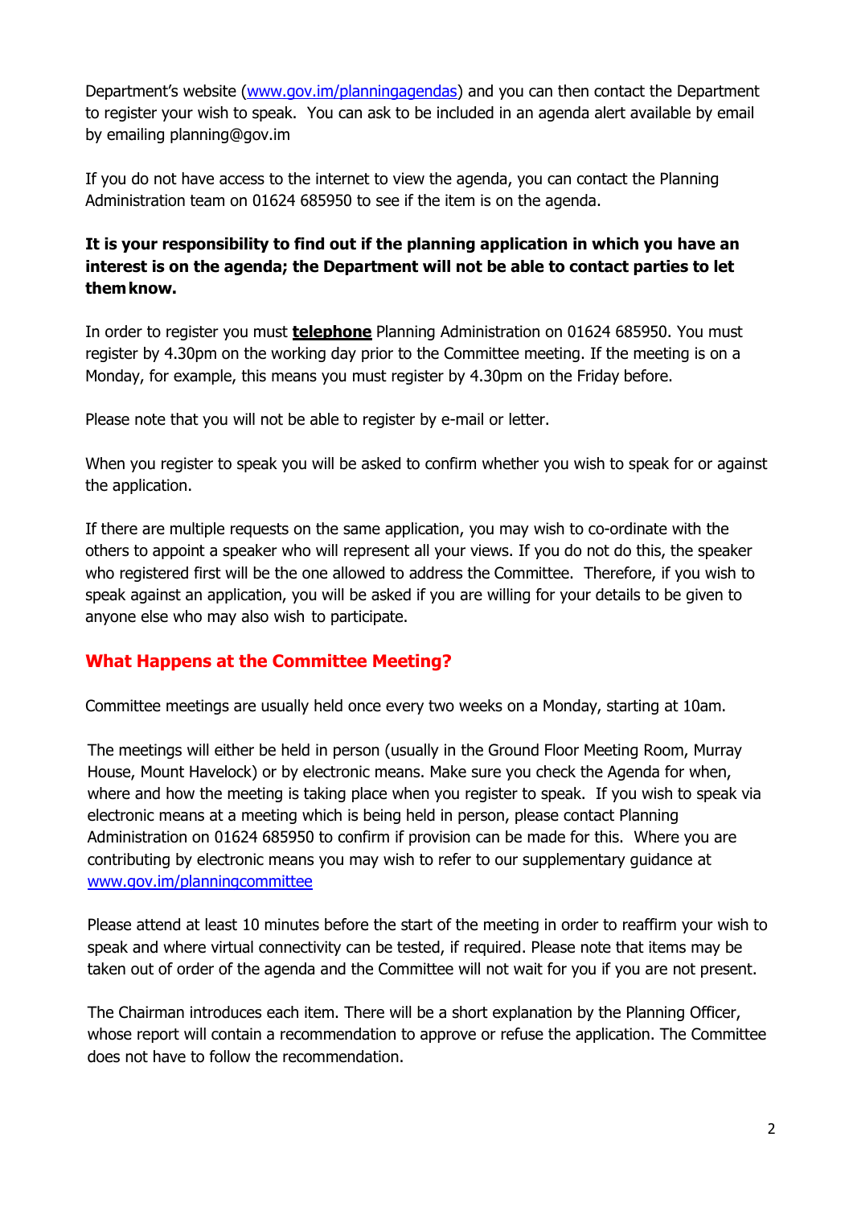Department's website ([www.gov.im/planningagendas](www.gov.im/planningagendas)) and you can then contact the Department to register your wish to speak. You can ask to be included in an agenda alert available by email by emailing planning@gov.im

If you do not have access to the internet to view the agenda, you can contact the Planning Administration team on 01624 685950 to see if the item is on the agenda.

**It is your responsibility to find out if the planning application in which you have an interest is on the agenda; the Department will not be able to contact parties to let them know.**

In order to register you must **telephone** Planning Administration on 01624 685950. You must register by 4.30pm on the working day prior to the Committee meeting. If the meeting is on a Monday, for example, this means you must register by 4.30pm on the Friday before.

Please note that you will not be able to register by e-mail or letter.

When you register to speak you will be asked to confirm whether you wish to speak for or against the application.

If there are multiple requests on the same application, you may wish to co-ordinate with the others to appoint a speaker who will represent all your views. If you do not do this, the speaker who registered first will be the one allowed to address the Committee. Therefore, if you wish to speak against an application, you will be asked if you are willing for your details to be given to anyone else who may also wish to participate.

## What Happens at the Committee Meeting?

Committee meetings are usually held once every two weeks on a Monday, starting at 10am.

The meetings will either be held in person (usually in the Ground Floor Meeting Room, Murray House, Mount Havelock) or by electronic means. Make sure you check the Agenda for when, where and how the meeting is taking place when you register to speak. If you wish to speak via electronic means at a meeting which is being held in person, please contact Planning Administration on 01624 685950 to confirm if provision can be made for this. Where you are contributing by electronic means you may wish to refer to our supplementary guidance at [www.gov.im/planningcommittee](www.gov.im/planningcommittee)

Please attend at least 10 minutes before the start of the meeting in order to reaffirm your wish to speak and where virtual connectivity can be tested, if required. Please note that items may be taken out of order of the agenda and the Committee will not wait for you if you are not present.

The Chairman introduces each item. There will be a short explanation by the Planning Officer, whose report will contain a recommendation to approve or refuse the application. The Committee does not have to follow the recommendation.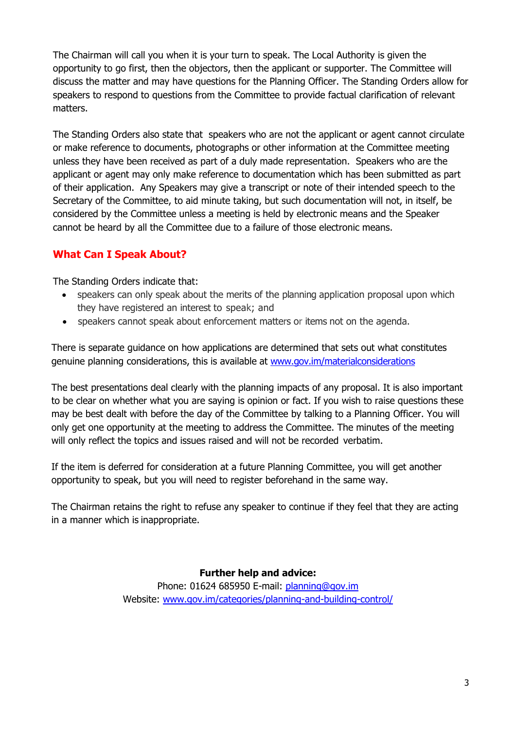The Chairman will call you when it is your turn to speak. The Local Authority is given the opportunity to go first, then the objectors, then the applicant or supporter. The Committee will discuss the matter and may have questions for the Planning Officer. The Standing Orders allow for speakers to respond to questions from the Committee to provide factual clarification of relevant matters.

The Standing Orders also state that speakers who are not the applicant or agent cannot circulate or make reference to documents, photographs or other information at the Committee meeting unless they have been received as part of a duly made representation. Speakers who are the applicant or agent may only make reference to documentation which has been submitted as part of their application. Any Speakers may give a transcript or note of their intended speech to the Secretary of the Committee, to aid minute taking, but such documentation will not, in itself, be considered by the Committee unless a meeting is held by electronic means and the Speaker cannot be heard by all the Committee due to a failure of those electronic means.

## What Can I Speak About?

The Standing Orders indicate that:

- speakers can only speak about the merits of the planning application proposal upon which they have registered an interest to speak; and
- speakers cannot speak about enforcement matters or items not on the agenda.

There is separate guidance on how applications are determined that sets out what constitutes genuine planning considerations, this is available at [www.gov.im/materialconsiderations](http://www.gov.im/materialconsiderations)

The best presentations deal clearly with the planning impacts of any proposal. It is also important to be clear on whether what you are saying is opinion or fact. If you wish to raise questions these may be best dealt with before the day of the Committee by talking to a Planning Officer. You will only get one opportunity at the meeting to address the Committee. The minutes of the meeting will only reflect the topics and issues raised and will not be recorded verbatim.

If the item is deferred for consideration at a future Planning Committee, you will get another opportunity to speak, but you will need to register beforehand in the same way.

The Chairman retains the right to refuse any speaker to continue if they feel that they are acting in a manner which is inappropriate.

**Further help and advice:**

Phone: 01624 685950 E-mail: [planning@gov.im](mailto:planning@gov.im)

Website: [www.gov.im/categories/planning-and-building-control/](http://www.gov.im/categories/planning-and-building-control/)